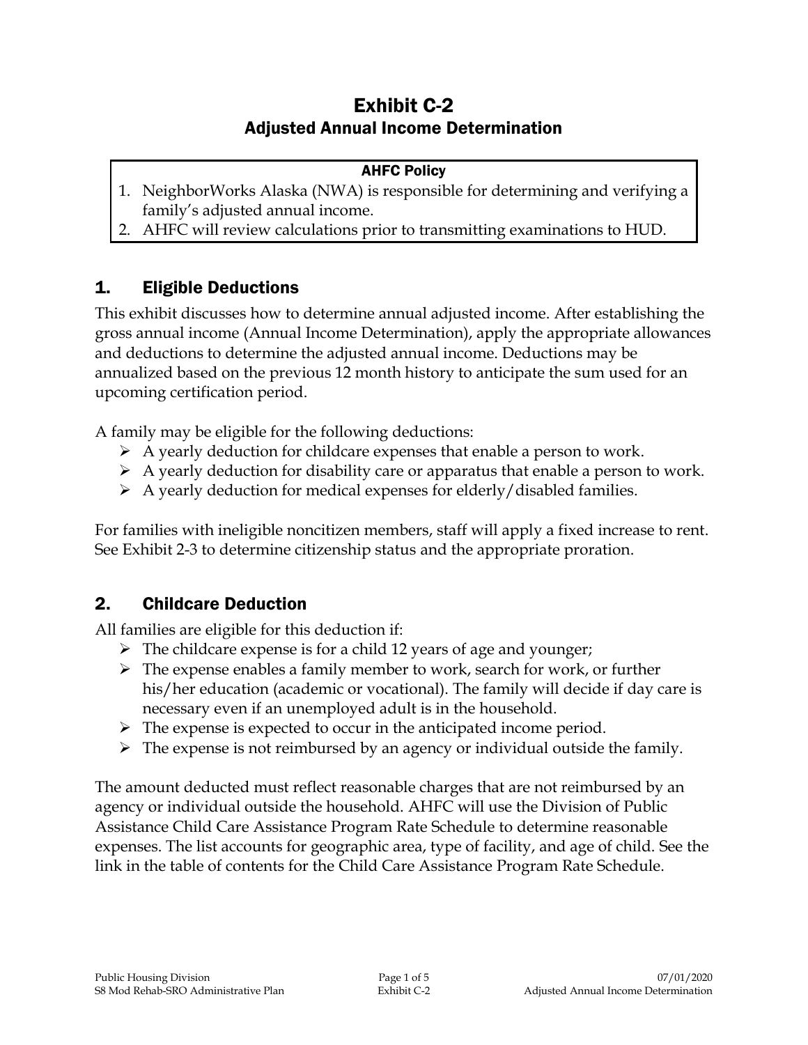# Exhibit C-2
## Adjusted Annual Income Determination

**AHFC Policy**

1. NeighborWorks Alaska (NWA) is responsible for determining and verifying a family's adjusted annual income.
2. AHFC will review calculations prior to transmitting examinations to HUD.

## 1. Eligible Deductions

This exhibit discusses how to determine annual adjusted income. After establishing the gross annual income (Annual Income Determination), apply the appropriate allowances and deductions to determine the adjusted annual income. Deductions may be annualized based on the previous 12 month history to anticipate the sum used for an upcoming certification period.

A family may be eligible for the following deductions:

- A yearly deduction for childcare expenses that enable a person to work.
- A yearly deduction for disability care or apparatus that enable a person to work.
- A yearly deduction for medical expenses for elderly/disabled families.

For families with ineligible noncitizen members, staff will apply a fixed increase to rent. See Exhibit 2-3 to determine citizenship status and the appropriate proration.

## 2. Childcare Deduction

All families are eligible for this deduction if:

- The childcare expense is for a child 12 years of age and younger;
- The expense enables a family member to work, search for work, or further his/her education (academic or vocational). The family will decide if day care is necessary even if an unemployed adult is in the household.
- The expense is expected to occur in the anticipated income period.
- The expense is not reimbursed by an agency or individual outside the family.

The amount deducted must reflect reasonable charges that are not reimbursed by an agency or individual outside the household. AHFC will use the Division of Public Assistance Child Care Assistance Program Rate Schedule to determine reasonable expenses. The list accounts for geographic area, type of facility, and age of child. See the link in the table of contents for the Child Care Assistance Program Rate Schedule.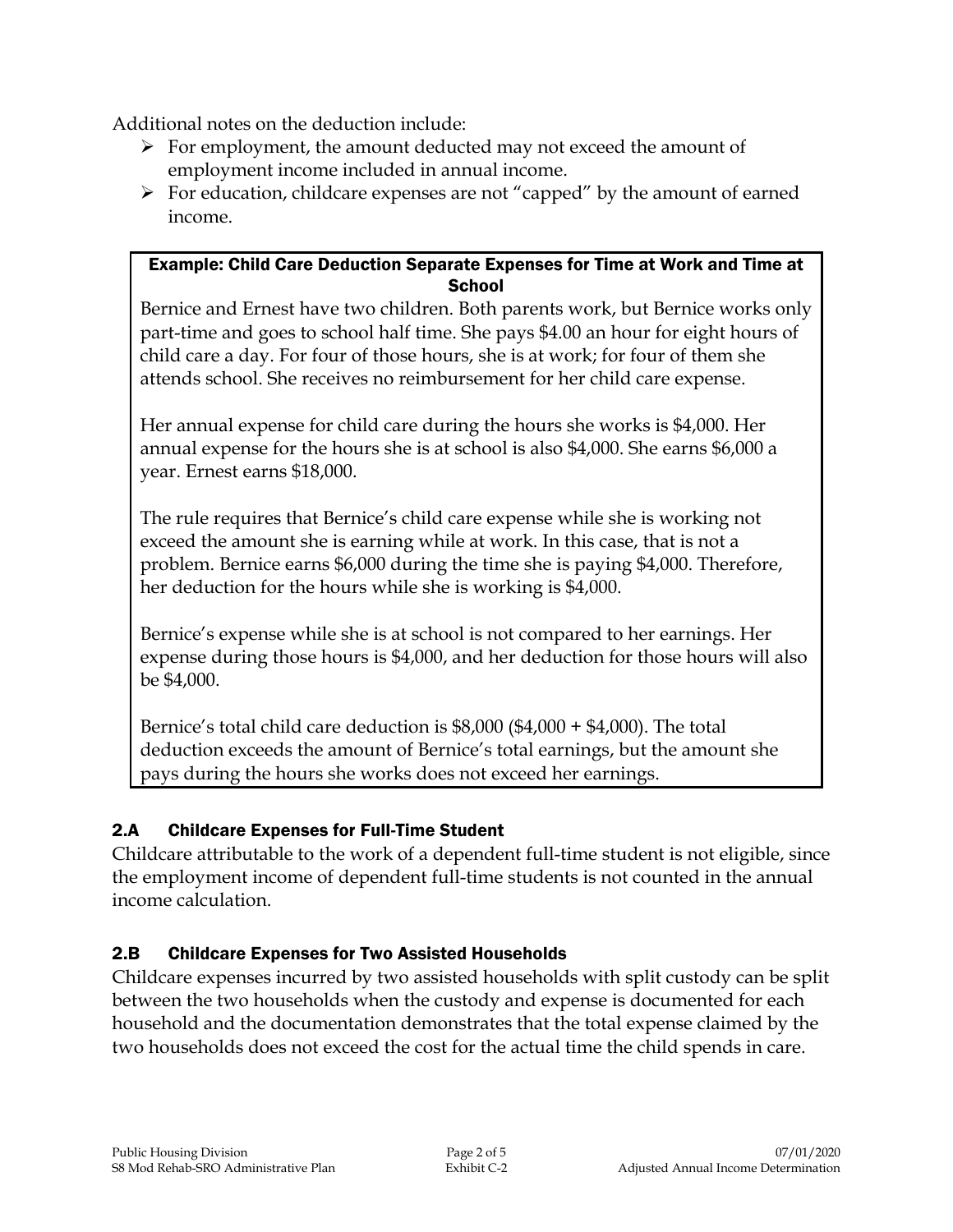Additional notes on the deduction include:

- For employment, the amount deducted may not exceed the amount of employment income included in annual income.
- For education, childcare expenses are not "capped" by the amount of earned income.

> **Example: Child Care Deduction Separate Expenses for Time at Work and Time at School**
>
> Bernice and Ernest have two children. Both parents work, but Bernice works only part-time and goes to school half time. She pays $4.00 an hour for eight hours of child care a day. For four of those hours, she is at work; for four of them she attends school. She receives no reimbursement for her child care expense.
>
> Her annual expense for child care during the hours she works is $4,000. Her annual expense for the hours she is at school is also $4,000. She earns $6,000 a year. Ernest earns $18,000.
>
> The rule requires that Bernice's child care expense while she is working not exceed the amount she is earning while at work. In this case, that is not a problem. Bernice earns $6,000 during the time she is paying $4,000. Therefore, her deduction for the hours while she is working is $4,000.
>
> Bernice's expense while she is at school is not compared to her earnings. Her expense during those hours is $4,000, and her deduction for those hours will also be $4,000.
>
> Bernice's total child care deduction is $8,000 ($4,000 + $4,000). The total deduction exceeds the amount of Bernice's total earnings, but the amount she pays during the hours she works does not exceed her earnings.

## 2.A Childcare Expenses for Full-Time Student

Childcare attributable to the work of a dependent full-time student is not eligible, since the employment income of dependent full-time students is not counted in the annual income calculation.

## 2.B Childcare Expenses for Two Assisted Households

Childcare expenses incurred by two assisted households with split custody can be split between the two households when the custody and expense is documented for each household and the documentation demonstrates that the total expense claimed by the two households does not exceed the cost for the actual time the child spends in care.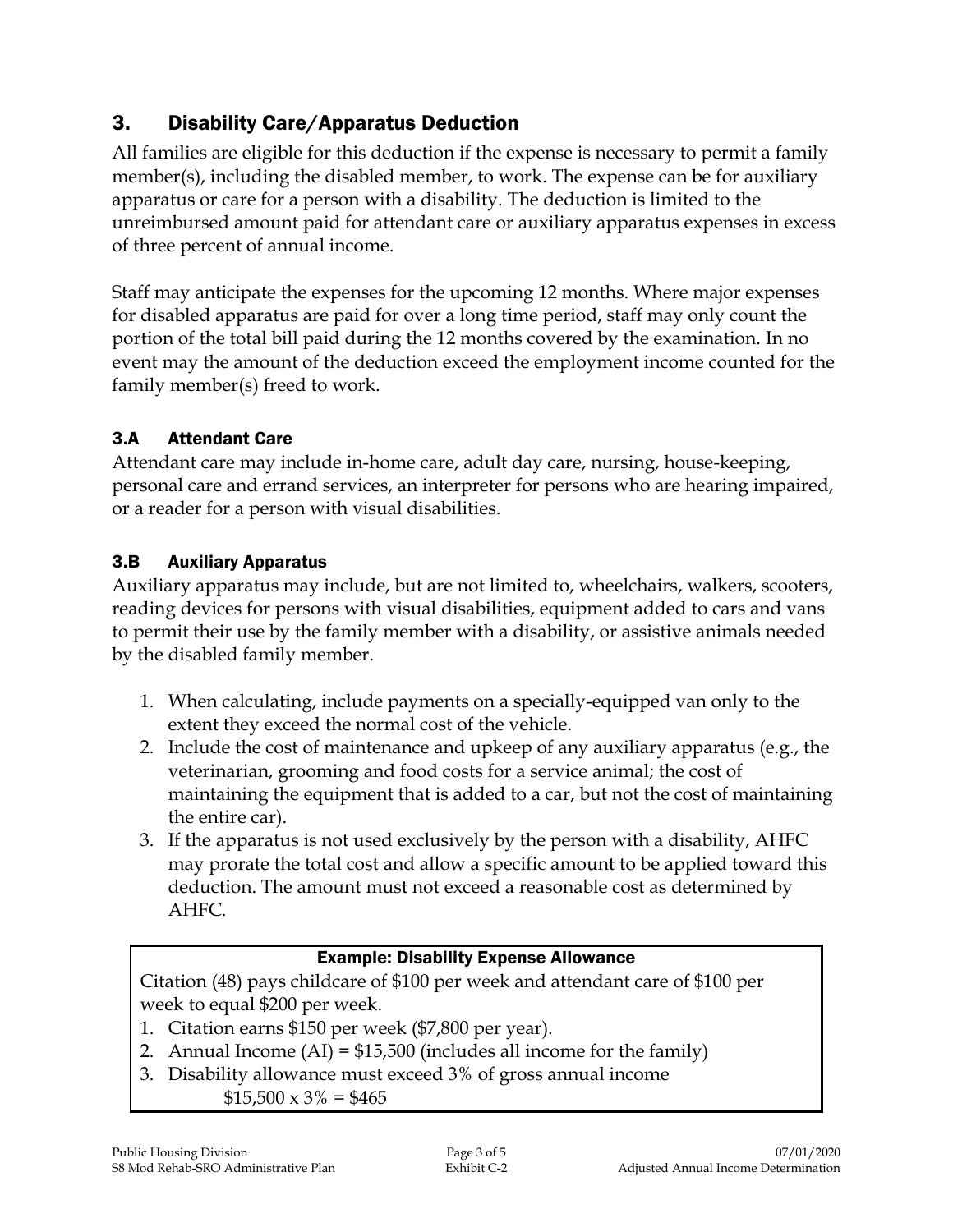## 3. Disability Care/Apparatus Deduction

All families are eligible for this deduction if the expense is necessary to permit a family member(s), including the disabled member, to work. The expense can be for auxiliary apparatus or care for a person with a disability. The deduction is limited to the unreimbursed amount paid for attendant care or auxiliary apparatus expenses in excess of three percent of annual income.

Staff may anticipate the expenses for the upcoming 12 months. Where major expenses for disabled apparatus are paid for over a long time period, staff may only count the portion of the total bill paid during the 12 months covered by the examination. In no event may the amount of the deduction exceed the employment income counted for the family member(s) freed to work.

### 3.A Attendant Care

Attendant care may include in-home care, adult day care, nursing, house-keeping, personal care and errand services, an interpreter for persons who are hearing impaired, or a reader for a person with visual disabilities.

### 3.B Auxiliary Apparatus

Auxiliary apparatus may include, but are not limited to, wheelchairs, walkers, scooters, reading devices for persons with visual disabilities, equipment added to cars and vans to permit their use by the family member with a disability, or assistive animals needed by the disabled family member.

1. When calculating, include payments on a specially-equipped van only to the extent they exceed the normal cost of the vehicle.
2. Include the cost of maintenance and upkeep of any auxiliary apparatus (e.g., the veterinarian, grooming and food costs for a service animal; the cost of maintaining the equipment that is added to a car, but not the cost of maintaining the entire car).
3. If the apparatus is not used exclusively by the person with a disability, AHFC may prorate the total cost and allow a specific amount to be applied toward this deduction. The amount must not exceed a reasonable cost as determined by AHFC.

**Example: Disability Expense Allowance**

Citation (48) pays childcare of $100 per week and attendant care of $100 per week to equal $200 per week.

1. Citation earns $150 per week ($7,800 per year).
2. Annual Income (AI) = $15,500 (includes all income for the family)
3. Disability allowance must exceed 3% of gross annual income
   $15,500 x 3% = $465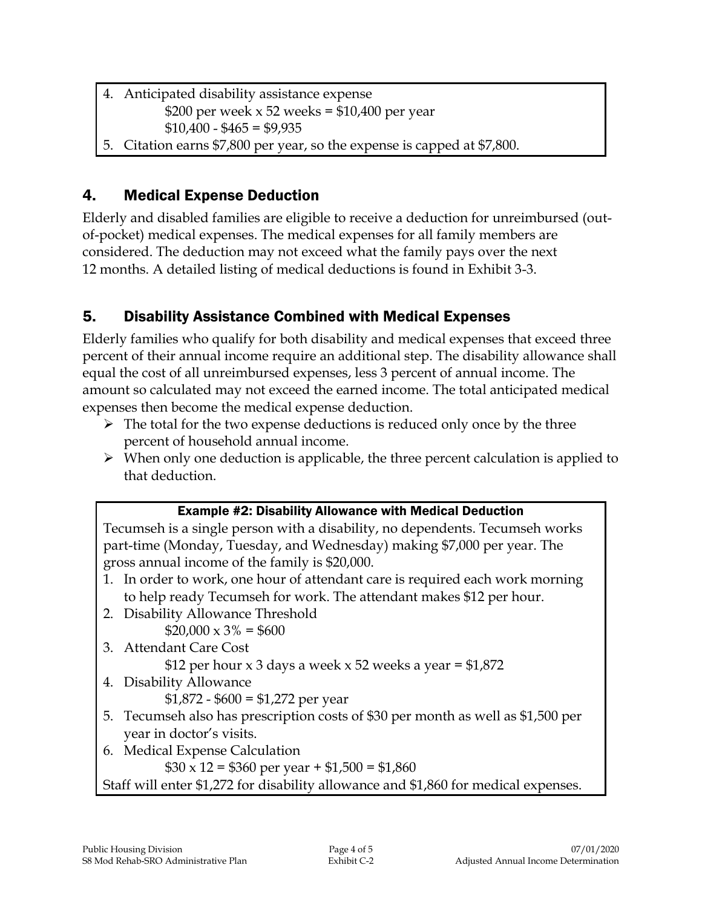4. Anticipated disability assistance expense

   \$200 per week x 52 weeks = \$10,400 per year

   \$10,400 - \$465 = \$9,935
5. Citation earns \$7,800 per year, so the expense is capped at \$7,800.

## 4. Medical Expense Deduction

Elderly and disabled families are eligible to receive a deduction for unreimbursed (out-of-pocket) medical expenses. The medical expenses for all family members are considered. The deduction may not exceed what the family pays over the next 12 months. A detailed listing of medical deductions is found in Exhibit 3-3.

## 5. Disability Assistance Combined with Medical Expenses

Elderly families who qualify for both disability and medical expenses that exceed three percent of their annual income require an additional step. The disability allowance shall equal the cost of all unreimbursed expenses, less 3 percent of annual income. The amount so calculated may not exceed the earned income. The total anticipated medical expenses then become the medical expense deduction.

- The total for the two expense deductions is reduced only once by the three percent of household annual income.
- When only one deduction is applicable, the three percent calculation is applied to that deduction.

**Example #2: Disability Allowance with Medical Deduction**

Tecumseh is a single person with a disability, no dependents. Tecumseh works part-time (Monday, Tuesday, and Wednesday) making \$7,000 per year. The gross annual income of the family is \$20,000.

1. In order to work, one hour of attendant care is required each work morning to help ready Tecumseh for work. The attendant makes \$12 per hour.
2. Disability Allowance Threshold

   \$20,000 x 3% = \$600
3. Attendant Care Cost

   \$12 per hour x 3 days a week x 52 weeks a year = \$1,872
4. Disability Allowance

   \$1,872 - \$600 = \$1,272 per year
5. Tecumseh also has prescription costs of \$30 per month as well as \$1,500 per year in doctor's visits.
6. Medical Expense Calculation

   \$30 x 12 = \$360 per year + \$1,500 = \$1,860

Staff will enter \$1,272 for disability allowance and \$1,860 for medical expenses.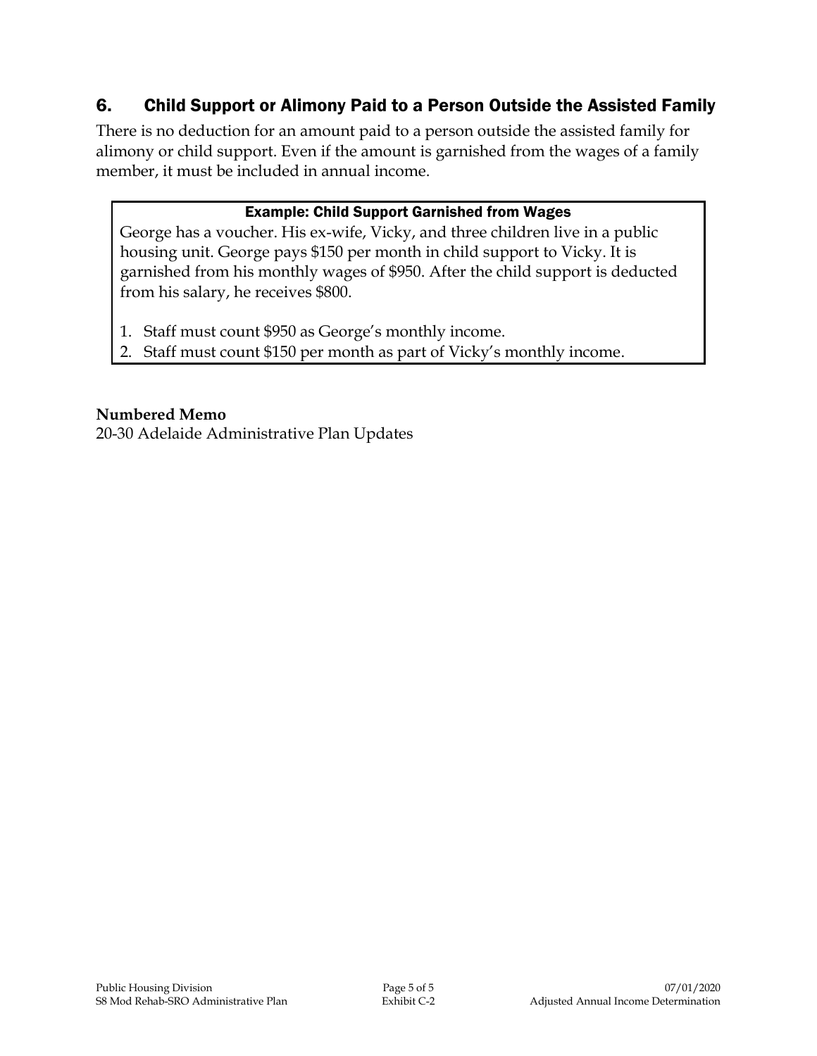## 6. Child Support or Alimony Paid to a Person Outside the Assisted Family

There is no deduction for an amount paid to a person outside the assisted family for alimony or child support. Even if the amount is garnished from the wages of a family member, it must be included in annual income.

> **Example: Child Support Garnished from Wages**
>
> George has a voucher. His ex-wife, Vicky, and three children live in a public housing unit. George pays $150 per month in child support to Vicky. It is garnished from his monthly wages of $950. After the child support is deducted from his salary, he receives $800.
>
> 1. Staff must count $950 as George's monthly income.
> 2. Staff must count $150 per month as part of Vicky's monthly income.

**Numbered Memo**

20-30 Adelaide Administrative Plan Updates